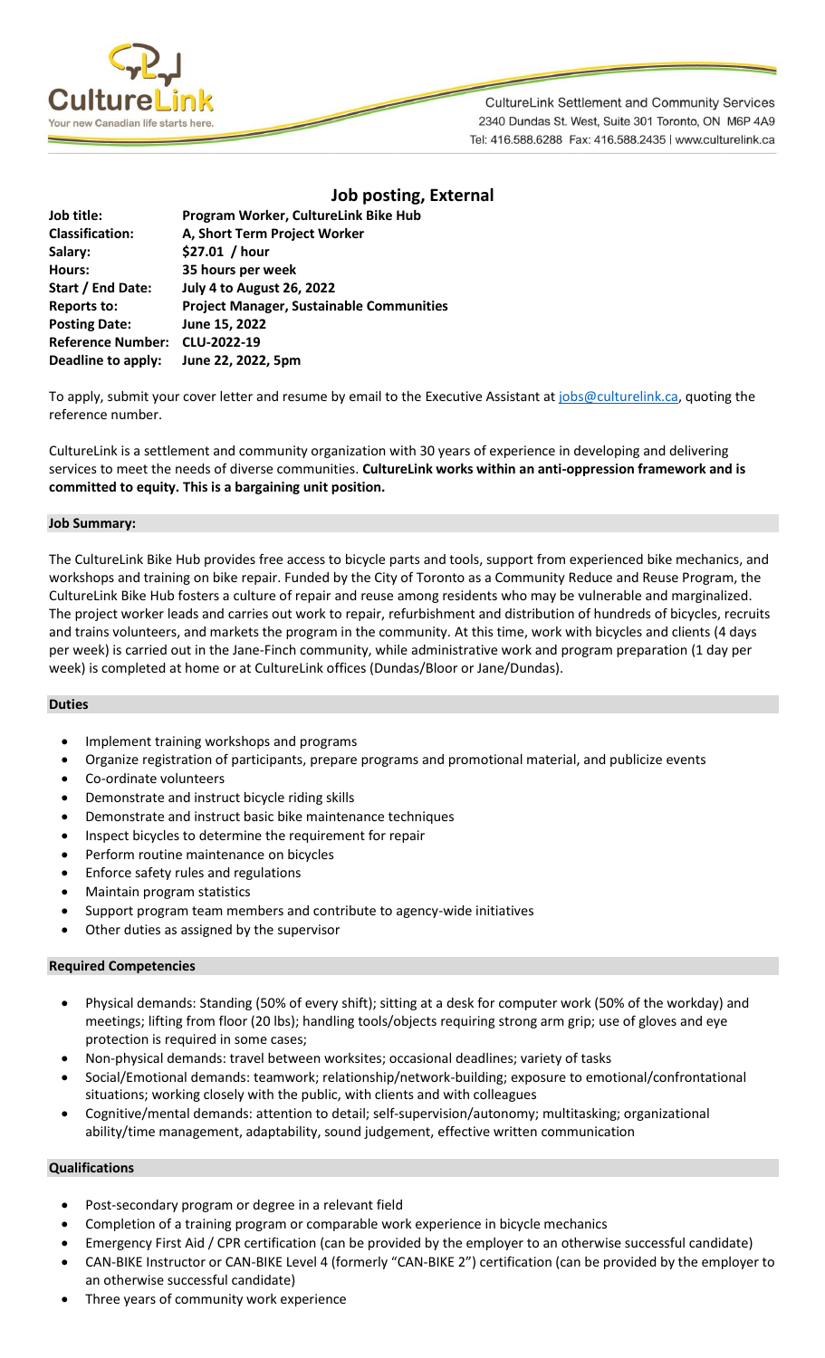CultureLink Settlement and Community Services
2340 Dundas St. West, Suite 301 Toronto, ON M6P 4A9
Tel: 416.588.6288 Fax: 416.588.2435 | www.culturelink.ca

# Job posting, External

| | |
|---|---|
| **Job title:** | **Program Worker, CultureLink Bike Hub** |
| **Classification:** | **A, Short Term Project Worker** |
| **Salary:** | **$27.01 / hour** |
| **Hours:** | **35 hours per week** |
| **Start / End Date:** | **July 4 to August 26, 2022** |
| **Reports to:** | **Project Manager, Sustainable Communities** |
| **Posting Date:** | **June 15, 2022** |
| **Reference Number:** | **CLU-2022-19** |
| **Deadline to apply:** | **June 22, 2022, 5pm** |

To apply, submit your cover letter and resume by email to the Executive Assistant at jobs@culturelink.ca, quoting the reference number.

CultureLink is a settlement and community organization with 30 years of experience in developing and delivering services to meet the needs of diverse communities. **CultureLink works within an anti-oppression framework and is committed to equity. This is a bargaining unit position.**

## Job Summary:

The CultureLink Bike Hub provides free access to bicycle parts and tools, support from experienced bike mechanics, and workshops and training on bike repair. Funded by the City of Toronto as a Community Reduce and Reuse Program, the CultureLink Bike Hub fosters a culture of repair and reuse among residents who may be vulnerable and marginalized. The project worker leads and carries out work to repair, refurbishment and distribution of hundreds of bicycles, recruits and trains volunteers, and markets the program in the community. At this time, work with bicycles and clients (4 days per week) is carried out in the Jane-Finch community, while administrative work and program preparation (1 day per week) is completed at home or at CultureLink offices (Dundas/Bloor or Jane/Dundas).

## Duties

- Implement training workshops and programs
- Organize registration of participants, prepare programs and promotional material, and publicize events
- Co-ordinate volunteers
- Demonstrate and instruct bicycle riding skills
- Demonstrate and instruct basic bike maintenance techniques
- Inspect bicycles to determine the requirement for repair
- Perform routine maintenance on bicycles
- Enforce safety rules and regulations
- Maintain program statistics
- Support program team members and contribute to agency-wide initiatives
- Other duties as assigned by the supervisor

## Required Competencies

- Physical demands: Standing (50% of every shift); sitting at a desk for computer work (50% of the workday) and meetings; lifting from floor (20 lbs); handling tools/objects requiring strong arm grip; use of gloves and eye protection is required in some cases;
- Non-physical demands: travel between worksites; occasional deadlines; variety of tasks
- Social/Emotional demands: teamwork; relationship/network-building; exposure to emotional/confrontational situations; working closely with the public, with clients and with colleagues
- Cognitive/mental demands: attention to detail; self-supervision/autonomy; multitasking; organizational ability/time management, adaptability, sound judgement, effective written communication

## Qualifications

- Post-secondary program or degree in a relevant field
- Completion of a training program or comparable work experience in bicycle mechanics
- Emergency First Aid / CPR certification (can be provided by the employer to an otherwise successful candidate)
- CAN-BIKE Instructor or CAN-BIKE Level 4 (formerly "CAN-BIKE 2") certification (can be provided by the employer to an otherwise successful candidate)
- Three years of community work experience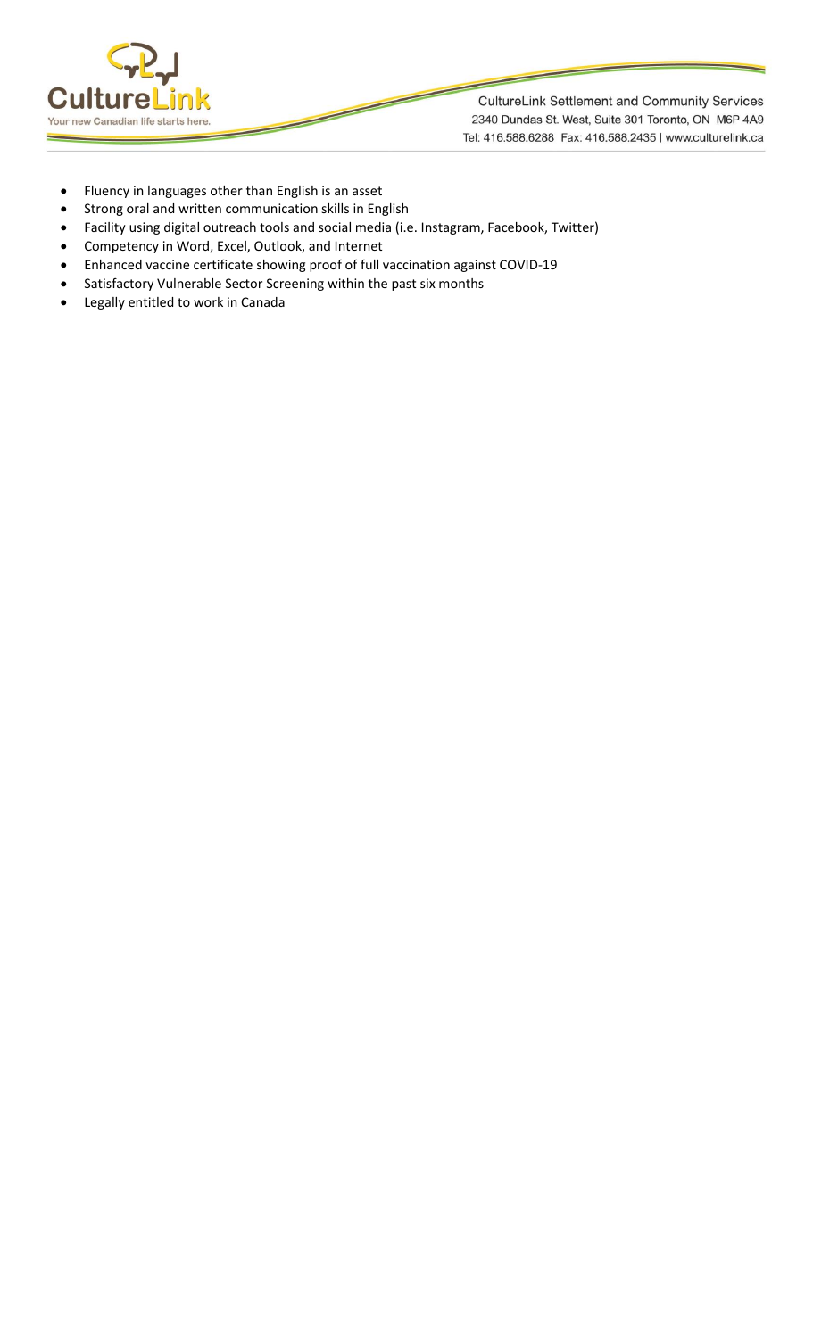- Fluency in languages other than English is an asset
- Strong oral and written communication skills in English
- Facility using digital outreach tools and social media (i.e. Instagram, Facebook, Twitter)
- Competency in Word, Excel, Outlook, and Internet
- Enhanced vaccine certificate showing proof of full vaccination against COVID-19
- Satisfactory Vulnerable Sector Screening within the past six months
- Legally entitled to work in Canada